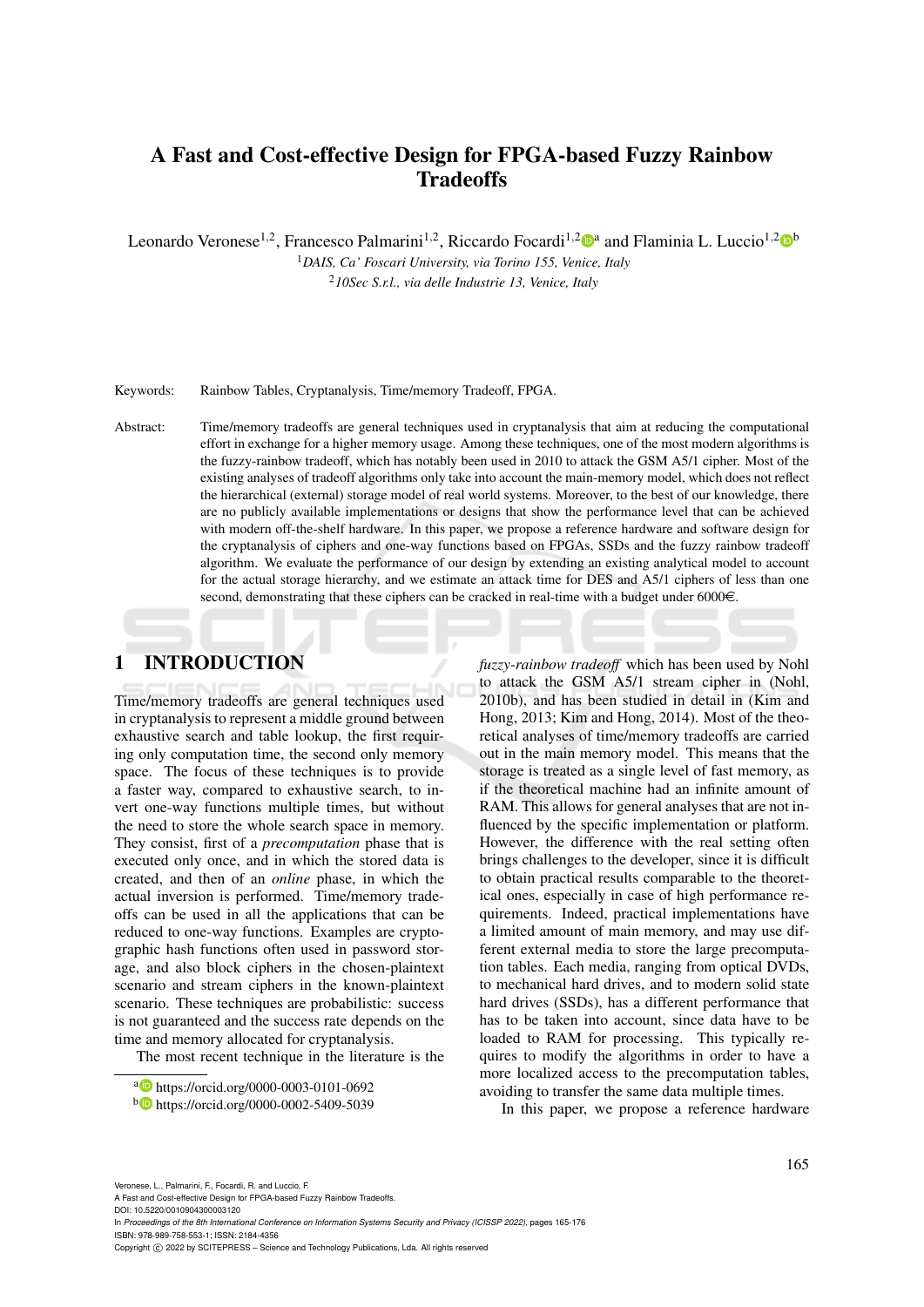# A Fast and Cost-effective Design for FPGA-based Fuzzy Rainbow Tradeoffs

Leonardo Veronese[1,2], Francesco Palmarini[1,2], Riccardo Focardi[1,2][a] and Flaminia L. Luccio[1,2][b]

[1]*DAIS, Ca' Foscari University, via Torino 155, Venice, Italy*
[2]*10Sec S.r.l., via delle Industrie 13, Venice, Italy*

Keywords: Rainbow Tables, Cryptanalysis, Time/memory Tradeoff, FPGA.

Abstract: Time/memory tradeoffs are general techniques used in cryptanalysis that aim at reducing the computational effort in exchange for a higher memory usage. Among these techniques, one of the most modern algorithms is the fuzzy-rainbow tradeoff, which has notably been used in 2010 to attack the GSM A5/1 cipher. Most of the existing analyses of tradeoff algorithms only take into account the main-memory model, which does not reflect the hierarchical (external) storage model of real world systems. Moreover, to the best of our knowledge, there are no publicly available implementations or designs that show the performance level that can be achieved with modern off-the-shelf hardware. In this paper, we propose a reference hardware and software design for the cryptanalysis of ciphers and one-way functions based on FPGAs, SSDs and the fuzzy rainbow tradeoff algorithm. We evaluate the performance of our design by extending an existing analytical model to account for the actual storage hierarchy, and we estimate an attack time for DES and A5/1 ciphers of less than one second, demonstrating that these ciphers can be cracked in real-time with a budget under 6000€.

## 1 INTRODUCTION

Time/memory tradeoffs are general techniques used in cryptanalysis to represent a middle ground between exhaustive search and table lookup, the first requiring only computation time, the second only memory space. The focus of these techniques is to provide a faster way, compared to exhaustive search, to invert one-way functions multiple times, but without the need to store the whole search space in memory. They consist, first of a *precomputation* phase that is executed only once, and in which the stored data is created, and then of an *online* phase, in which the actual inversion is performed. Time/memory tradeoffs can be used in all the applications that can be reduced to one-way functions. Examples are cryptographic hash functions often used in password storage, and also block ciphers in the chosen-plaintext scenario and stream ciphers in the known-plaintext scenario. These techniques are probabilistic: success is not guaranteed and the success rate depends on the time and memory allocated for cryptanalysis.

The most recent technique in the literature is the *fuzzy-rainbow tradeoff* which has been used by Nohl to attack the GSM A5/1 stream cipher in (Nohl, 2010b), and has been studied in detail in (Kim and Hong, 2013; Kim and Hong, 2014). Most of the theoretical analyses of time/memory tradeoffs are carried out in the main memory model. This means that the storage is treated as a single level of fast memory, as if the theoretical machine had an infinite amount of RAM. This allows for general analyses that are not influenced by the specific implementation or platform. However, the difference with the real setting often brings challenges to the developer, since it is difficult to obtain practical results comparable to the theoretical ones, especially in case of high performance requirements. Indeed, practical implementations have a limited amount of main memory, and may use different external media to store the large precomputation tables. Each media, ranging from optical DVDs, to mechanical hard drives, and to modern solid state hard drives (SSDs), has a different performance that has to be taken into account, since data have to be loaded to RAM for processing. This typically requires to modify the algorithms in order to have a more localized access to the precomputation tables, avoiding to transfer the same data multiple times.

In this paper, we propose a reference hardware

[a] https://orcid.org/0000-0003-0101-0692
[b] https://orcid.org/0000-0002-5409-5039

Veronese, L., Palmarini, F., Focardi, R. and Luccio, F.
A Fast and Cost-effective Design for FPGA-based Fuzzy Rainbow Tradeoffs.
DOI: 10.5220/0010904300003120
In *Proceedings of the 8th International Conference on Information Systems Security and Privacy (ICISSP 2022)*, pages 165-176
ISBN: 978-989-758-553-1; ISSN: 2184-4356
Copyright © 2022 by SCITEPRESS – Science and Technology Publications, Lda. All rights reserved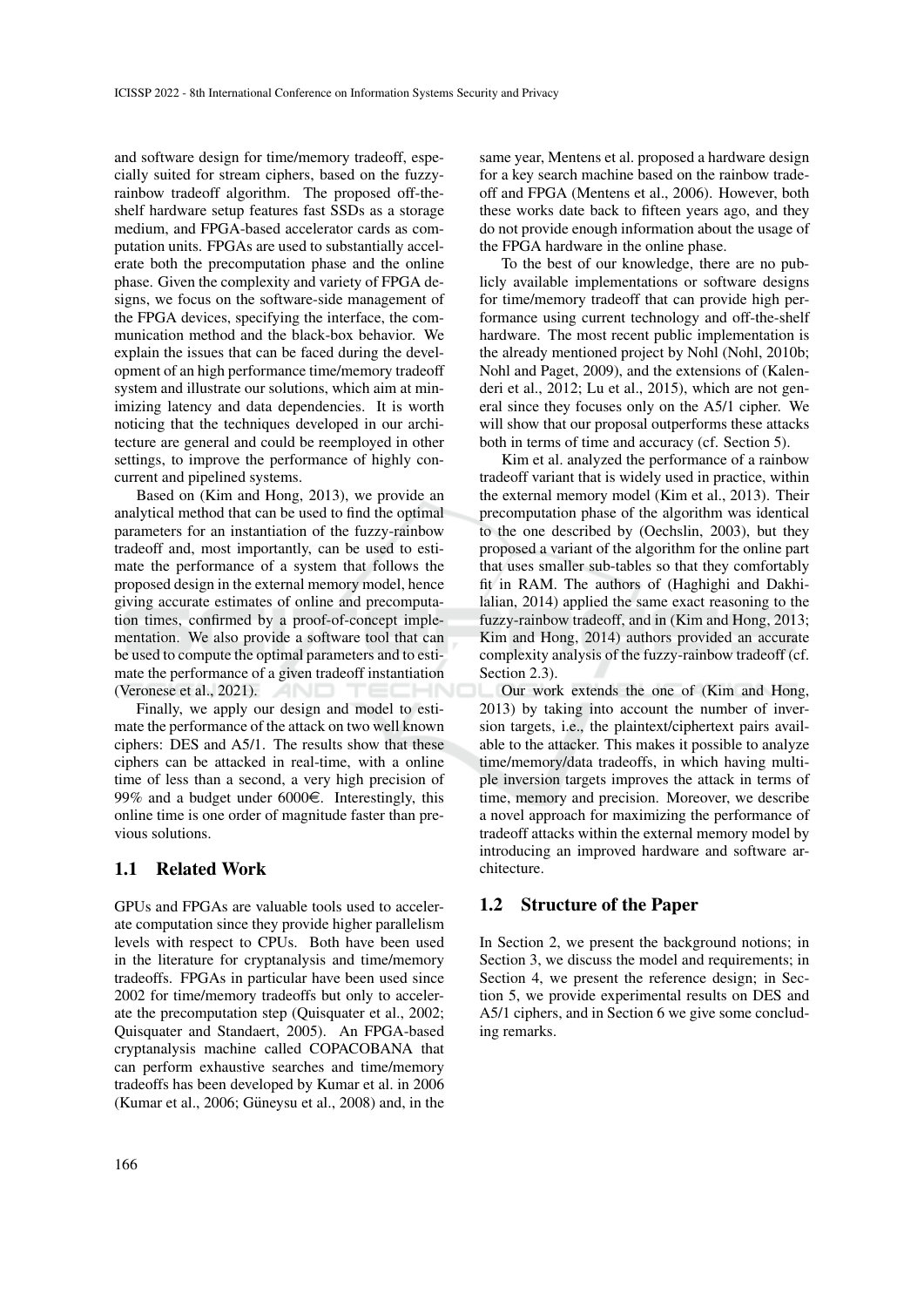and software design for time/memory tradeoff, especially suited for stream ciphers, based on the fuzzy-rainbow tradeoff algorithm. The proposed off-the-shelf hardware setup features fast SSDs as a storage medium, and FPGA-based accelerator cards as computation units. FPGAs are used to substantially accelerate both the precomputation phase and the online phase. Given the complexity and variety of FPGA designs, we focus on the software-side management of the FPGA devices, specifying the interface, the communication method and the black-box behavior. We explain the issues that can be faced during the development of an high performance time/memory tradeoff system and illustrate our solutions, which aim at minimizing latency and data dependencies. It is worth noticing that the techniques developed in our architecture are general and could be reemployed in other settings, to improve the performance of highly concurrent and pipelined systems.

Based on (Kim and Hong, 2013), we provide an analytical method that can be used to find the optimal parameters for an instantiation of the fuzzy-rainbow tradeoff and, most importantly, can be used to estimate the performance of a system that follows the proposed design in the external memory model, hence giving accurate estimates of online and precomputation times, confirmed by a proof-of-concept implementation. We also provide a software tool that can be used to compute the optimal parameters and to estimate the performance of a given tradeoff instantiation (Veronese et al., 2021).

Finally, we apply our design and model to estimate the performance of the attack on two well known ciphers: DES and A5/1. The results show that these ciphers can be attacked in real-time, with a online time of less than a second, a very high precision of 99% and a budget under 6000€. Interestingly, this online time is one order of magnitude faster than previous solutions.

## 1.1 Related Work

GPUs and FPGAs are valuable tools used to accelerate computation since they provide higher parallelism levels with respect to CPUs. Both have been used in the literature for cryptanalysis and time/memory tradeoffs. FPGAs in particular have been used since 2002 for time/memory tradeoffs but only to accelerate the precomputation step (Quisquater et al., 2002; Quisquater and Standaert, 2005). An FPGA-based cryptanalysis machine called COPACOBANA that can perform exhaustive searches and time/memory tradeoffs has been developed by Kumar et al. in 2006 (Kumar et al., 2006; Güneysu et al., 2008) and, in the same year, Mentens et al. proposed a hardware design for a key search machine based on the rainbow tradeoff and FPGA (Mentens et al., 2006). However, both these works date back to fifteen years ago, and they do not provide enough information about the usage of the FPGA hardware in the online phase.

To the best of our knowledge, there are no publicly available implementations or software designs for time/memory tradeoff that can provide high performance using current technology and off-the-shelf hardware. The most recent public implementation is the already mentioned project by Nohl (Nohl, 2010b; Nohl and Paget, 2009), and the extensions of (Kalenderi et al., 2012; Lu et al., 2015), which are not general since they focuses only on the A5/1 cipher. We will show that our proposal outperforms these attacks both in terms of time and accuracy (cf. Section 5).

Kim et al. analyzed the performance of a rainbow tradeoff variant that is widely used in practice, within the external memory model (Kim et al., 2013). Their precomputation phase of the algorithm was identical to the one described by (Oechslin, 2003), but they proposed a variant of the algorithm for the online part that uses smaller sub-tables so that they comfortably fit in RAM. The authors of (Haghighi and Dakhilalian, 2014) applied the same exact reasoning to the fuzzy-rainbow tradeoff, and in (Kim and Hong, 2013; Kim and Hong, 2014) authors provided an accurate complexity analysis of the fuzzy-rainbow tradeoff (cf. Section 2.3).

Our work extends the one of (Kim and Hong, 2013) by taking into account the number of inversion targets, i.e., the plaintext/ciphertext pairs available to the attacker. This makes it possible to analyze time/memory/data tradeoffs, in which having multiple inversion targets improves the attack in terms of time, memory and precision. Moreover, we describe a novel approach for maximizing the performance of tradeoff attacks within the external memory model by introducing an improved hardware and software architecture.

## 1.2 Structure of the Paper

In Section 2, we present the background notions; in Section 3, we discuss the model and requirements; in Section 4, we present the reference design; in Section 5, we provide experimental results on DES and A5/1 ciphers, and in Section 6 we give some concluding remarks.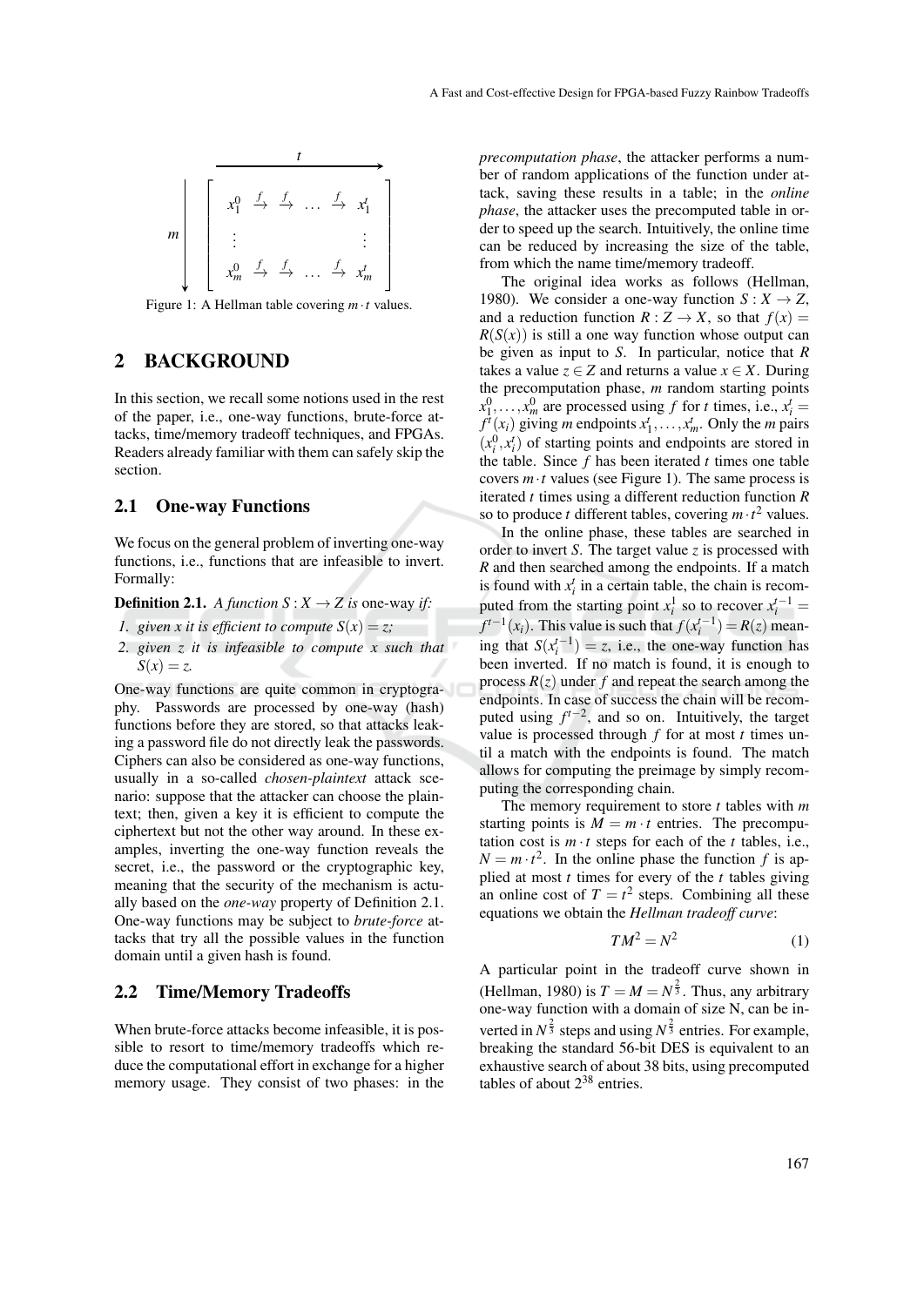$$
m \left\downarrow \begin{bmatrix} x_1^0 \xrightarrow{f} \xrightarrow{f} \dots \xrightarrow{f} x_1^t \\ \vdots \qquad\qquad\qquad \vdots \\ x_m^0 \xrightarrow{f} \xrightarrow{f} \dots \xrightarrow{f} x_m^t \end{bmatrix} \right. \quad \overrightarrow{\quad t \quad}
$$

Figure 1: A Hellman table covering $m \cdot t$ values.

## 2 BACKGROUND

In this section, we recall some notions used in the rest of the paper, i.e., one-way functions, brute-force attacks, time/memory tradeoff techniques, and FPGAs. Readers already familiar with them can safely skip the section.

### 2.1 One-way Functions

We focus on the general problem of inverting one-way functions, i.e., functions that are infeasible to invert. Formally:

**Definition 2.1.** *A function $S : X \to Z$ is* one-way *if:*

1. *given $x$ it is efficient to compute $S(x) = z$;*
2. *given $z$ it is infeasible to compute $x$ such that $S(x) = z$.*

One-way functions are quite common in cryptography. Passwords are processed by one-way (hash) functions before they are stored, so that attacks leaking a password file do not directly leak the passwords. Ciphers can also be considered as one-way functions, usually in a so-called *chosen-plaintext* attack scenario: suppose that the attacker can choose the plaintext; then, given a key it is efficient to compute the ciphertext but not the other way around. In these examples, inverting the one-way function reveals the secret, i.e., the password or the cryptographic key, meaning that the security of the mechanism is actually based on the *one-way* property of Definition 2.1. One-way functions may be subject to *brute-force* attacks that try all the possible values in the function domain until a given hash is found.

### 2.2 Time/Memory Tradeoffs

When brute-force attacks become infeasible, it is possible to resort to time/memory tradeoffs which reduce the computational effort in exchange for a higher memory usage. They consist of two phases: in the *precomputation phase*, the attacker performs a number of random applications of the function under attack, saving these results in a table; in the *online phase*, the attacker uses the precomputed table in order to speed up the search. Intuitively, the online time can be reduced by increasing the size of the table, from which the name time/memory tradeoff.

The original idea works as follows (Hellman, 1980). We consider a one-way function $S : X \to Z$, and a reduction function $R : Z \to X$, so that $f(x) = R(S(x))$ is still a one way function whose output can be given as input to $S$. In particular, notice that $R$ takes a value $z \in Z$ and returns a value $x \in X$. During the precomputation phase, $m$ random starting points $x_1^0, \dots, x_m^0$ are processed using $f$ for $t$ times, i.e., $x_i^t = f^t(x_i)$ giving $m$ endpoints $x_1^t, \dots, x_m^t$. Only the $m$ pairs $(x_i^0, x_i^t)$ of starting points and endpoints are stored in the table. Since $f$ has been iterated $t$ times one table covers $m \cdot t$ values (see Figure 1). The same process is iterated $t$ times using a different reduction function $R$ so to produce $t$ different tables, covering $m \cdot t^2$ values.

In the online phase, these tables are searched in order to invert $S$. The target value $z$ is processed with $R$ and then searched among the endpoints. If a match is found with $x_i^t$ in a certain table, the chain is recomputed from the starting point $x_i^1$ so to recover $x_i^{t-1} = f^{t-1}(x_i)$. This value is such that $f(x_i^{t-1}) = R(z)$ meaning that $S(x_i^{t-1}) = z$, i.e., the one-way function has been inverted. If no match is found, it is enough to process $R(z)$ under $f$ and repeat the search among the endpoints. In case of success the chain will be recomputed using $f^{t-2}$, and so on. Intuitively, the target value is processed through $f$ for at most $t$ times until a match with the endpoints is found. The match allows for computing the preimage by simply recomputing the corresponding chain.

The memory requirement to store $t$ tables with $m$ starting points is $M = m \cdot t$ entries. The precomputation cost is $m \cdot t$ steps for each of the $t$ tables, i.e., $N = m \cdot t^2$. In the online phase the function $f$ is applied at most $t$ times for every of the $t$ tables giving an online cost of $T = t^2$ steps. Combining all these equations we obtain the *Hellman tradeoff curve*:

$$TM^2 = N^2 \tag{1}$$

A particular point in the tradeoff curve shown in (Hellman, 1980) is $T = M = N^{\frac{2}{3}}$. Thus, any arbitrary one-way function with a domain of size N, can be inverted in $N^{\frac{2}{3}}$ steps and using $N^{\frac{2}{3}}$ entries. For example, breaking the standard 56-bit DES is equivalent to an exhaustive search of about 38 bits, using precomputed tables of about $2^{38}$ entries.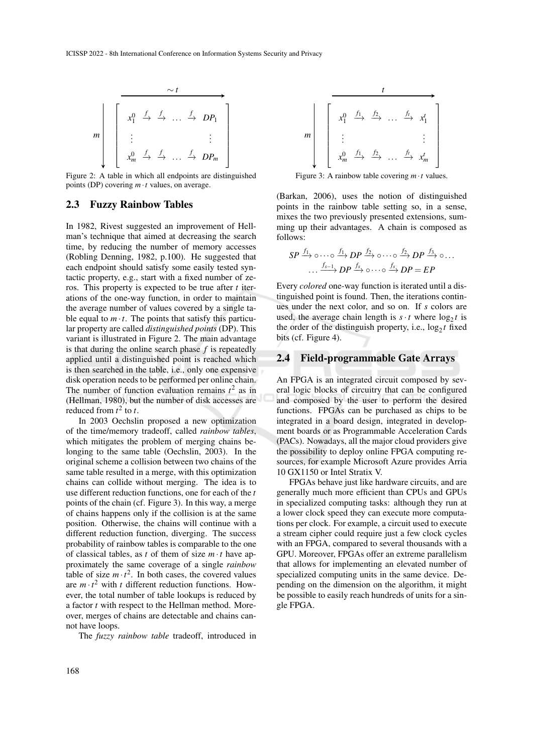$$
m \left\downarrow \begin{bmatrix} x_1^0 \xrightarrow{f} \xrightarrow{f} \dots \xrightarrow{f} DP_1 \\ \vdots \qquad\qquad\qquad \vdots \\ x_m^0 \xrightarrow{f} \xrightarrow{f} \dots \xrightarrow{f} DP_m \end{bmatrix} \right. \quad (\sim t \longrightarrow)
$$

Figure 2: A table in which all endpoints are distinguished points (DP) covering $m \cdot t$ values, on average.

$$
m \left\downarrow \begin{bmatrix} x_1^0 \xrightarrow{f_1} \xrightarrow{f_2} \dots \xrightarrow{f_t} x_1^t \\ \vdots \qquad\qquad\qquad \vdots \\ x_m^0 \xrightarrow{f_1} \xrightarrow{f_2} \dots \xrightarrow{f_t} x_m^t \end{bmatrix} \right. \quad (t \longrightarrow)
$$

Figure 3: A rainbow table covering $m \cdot t$ values.

## 2.3 Fuzzy Rainbow Tables

In 1982, Rivest suggested an improvement of Hellman's technique that aimed at decreasing the search time, by reducing the number of memory accesses (Robling Denning, 1982, p.100). He suggested that each endpoint should satisfy some easily tested syntactic property, e.g., start with a fixed number of zeros. This property is expected to be true after $t$ iterations of the one-way function, in order to maintain the average number of values covered by a single table equal to $m \cdot t$. The points that satisfy this particular property are called *distinguished points* (DP). This variant is illustrated in Figure 2. The main advantage is that during the online search phase $f$ is repeatedly applied until a distinguished point is reached which is then searched in the table, i.e., only one expensive disk operation needs to be performed per online chain. The number of function evaluation remains $t^2$ as in (Hellman, 1980), but the number of disk accesses are reduced from $t^2$ to $t$.

In 2003 Oechslin proposed a new optimization of the time/memory tradeoff, called *rainbow tables*, which mitigates the problem of merging chains belonging to the same table (Oechslin, 2003). In the original scheme a collision between two chains of the same table resulted in a merge, with this optimization chains can collide without merging. The idea is to use different reduction functions, one for each of the $t$ points of the chain (cf. Figure 3). In this way, a merge of chains happens only if the collision is at the same position. Otherwise, the chains will continue with a different reduction function, diverging. The success probability of rainbow tables is comparable to the one of classical tables, as $t$ of them of size $m \cdot t$ have approximately the same coverage of a single *rainbow* table of size $m \cdot t^2$. In both cases, the covered values are $m \cdot t^2$ with $t$ different reduction functions. However, the total number of table lookups is reduced by a factor $t$ with respect to the Hellman method. Moreover, merges of chains are detectable and chains cannot have loops.

The *fuzzy rainbow table* tradeoff, introduced in (Barkan, 2006), uses the notion of distinguished points in the rainbow table setting so, in a sense, mixes the two previously presented extensions, summing up their advantages. A chain is composed as follows:

$$
SP \xrightarrow{f_1} \circ \cdots \circ \xrightarrow{f_1} DP \xrightarrow{f_2} \circ \cdots \circ \xrightarrow{f_2} DP \xrightarrow{f_3} \circ \dots
$$
$$
\dots \xrightarrow{f_{s-1}} DP \xrightarrow{f_s} \circ \cdots \circ \xrightarrow{f_s} DP = EP
$$

Every *colored* one-way function is iterated until a distinguished point is found. Then, the iterations continues under the next color, and so on. If $s$ colors are used, the average chain length is $s \cdot t$ where $\log_2 t$ is the order of the distinguish property, i.e., $\log_2 t$ fixed bits (cf. Figure 4).

## 2.4 Field-programmable Gate Arrays

An FPGA is an integrated circuit composed by several logic blocks of circuitry that can be configured and composed by the user to perform the desired functions. FPGAs can be purchased as chips to be integrated in a board design, integrated in development boards or as Programmable Acceleration Cards (PACs). Nowadays, all the major cloud providers give the possibility to deploy online FPGA computing resources, for example Microsoft Azure provides Arria 10 GX1150 or Intel Stratix V.

FPGAs behave just like hardware circuits, and are generally much more efficient than CPUs and GPUs in specialized computing tasks: although they run at a lower clock speed they can execute more computations per clock. For example, a circuit used to execute a stream cipher could require just a few clock cycles with an FPGA, compared to several thousands with a GPU. Moreover, FPGAs offer an extreme parallelism that allows for implementing an elevated number of specialized computing units in the same device. Depending on the dimension on the algorithm, it might be possible to easily reach hundreds of units for a single FPGA.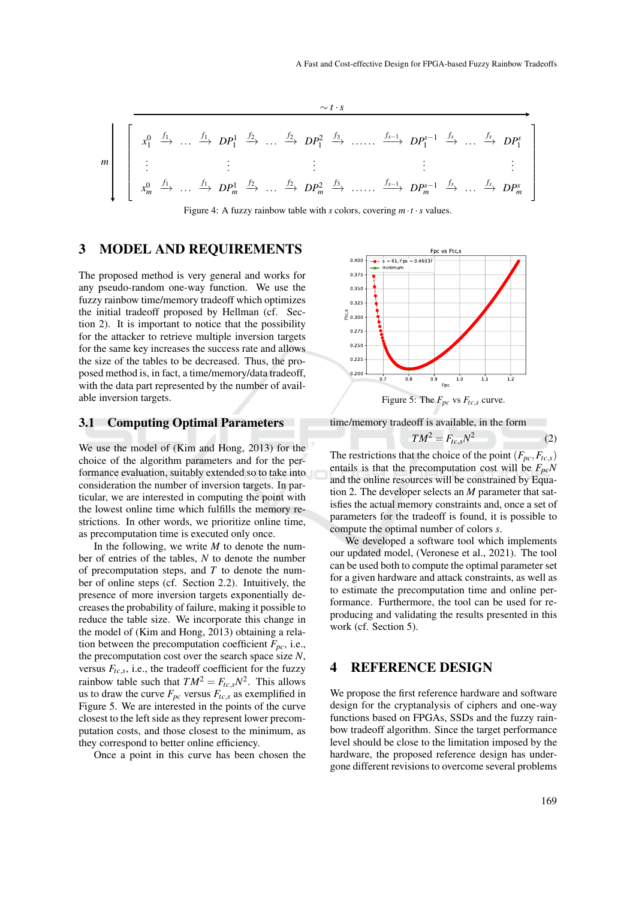$$\begin{bmatrix} x_1^0 \xrightarrow{f_1} \dots \xrightarrow{f_1} DP_1^1 \xrightarrow{f_2} \dots \xrightarrow{f_2} DP_1^2 \xrightarrow{f_3} \dots\dots \xrightarrow{f_{s-1}} DP_1^{s-1} \xrightarrow{f_s} \dots \xrightarrow{f_s} DP_1^s \\ \vdots \qquad \vdots \qquad \vdots \qquad \vdots \qquad \vdots \\ x_m^0 \xrightarrow{f_1} \dots \xrightarrow{f_1} DP_m^1 \xrightarrow{f_2} \dots \xrightarrow{f_2} DP_m^2 \xrightarrow{f_3} \dots\dots \xrightarrow{f_{s-1}} DP_m^{s-1} \xrightarrow{f_s} \dots \xrightarrow{f_s} DP_m^s \end{bmatrix}$$

Figure 4: A fuzzy rainbow table with $s$ colors, covering $m \cdot t \cdot s$ values.

## 3 MODEL AND REQUIREMENTS

The proposed method is very general and works for any pseudo-random one-way function. We use the fuzzy rainbow time/memory tradeoff which optimizes the initial tradeoff proposed by Hellman (cf. Section 2). It is important to notice that the possibility for the attacker to retrieve multiple inversion targets for the same key increases the success rate and allows the size of the tables to be decreased. Thus, the proposed method is, in fact, a time/memory/data tradeoff, with the data part represented by the number of available inversion targets.

### 3.1 Computing Optimal Parameters

We use the model of (Kim and Hong, 2013) for the choice of the algorithm parameters and for the performance evaluation, suitably extended so to take into consideration the number of inversion targets. In particular, we are interested in computing the point with the lowest online time which fulfills the memory restrictions. In other words, we prioritize online time, as precomputation time is executed only once.

In the following, we write $M$ to denote the number of entries of the tables, $N$ to denote the number of precomputation steps, and $T$ to denote the number of online steps (cf. Section 2.2). Intuitively, the presence of more inversion targets exponentially decreases the probability of failure, making it possible to reduce the table size. We incorporate this change in the model of (Kim and Hong, 2013) obtaining a relation between the precomputation coefficient $F_{pc}$, i.e., the precomputation cost over the search space size $N$, versus $F_{tc,s}$, i.e., the tradeoff coefficient for the fuzzy rainbow table such that $TM^2 = F_{tc,s}N^2$. This allows us to draw the curve $F_{pc}$ versus $F_{tc,s}$ as exemplified in Figure 5. We are interested in the points of the curve closest to the left side as they represent lower precomputation costs, and those closest to the minimum, as they correspond to better online efficiency.

Once a point in this curve has been chosen the time/memory tradeoff is available, in the form

$$TM^2 = F_{tc,s}N^2 \tag{2}$$

Figure 5: The $F_{pc}$ vs $F_{tc,s}$ curve.

The restrictions that the choice of the point $(F_{pc}, F_{tc,s})$ entails is that the precomputation cost will be $F_{pc}N$ and the online resources will be constrained by Equation 2. The developer selects an $M$ parameter that satisfies the actual memory constraints and, once a set of parameters for the tradeoff is found, it is possible to compute the optimal number of colors $s$.

We developed a software tool which implements our updated model, (Veronese et al., 2021). The tool can be used both to compute the optimal parameter set for a given hardware and attack constraints, as well as to estimate the precomputation time and online performance. Furthermore, the tool can be used for reproducing and validating the results presented in this work (cf. Section 5).

## 4 REFERENCE DESIGN

We propose the first reference hardware and software design for the cryptanalysis of ciphers and one-way functions based on FPGAs, SSDs and the fuzzy rainbow tradeoff algorithm. Since the target performance level should be close to the limitation imposed by the hardware, the proposed reference design has undergone different revisions to overcome several problems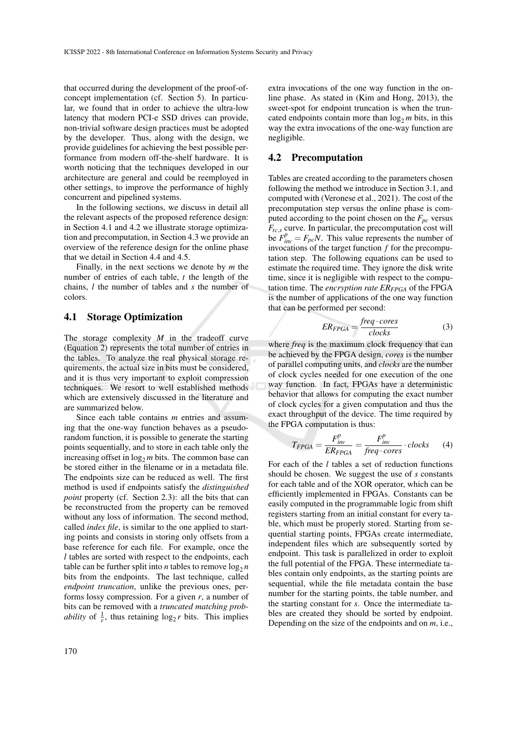that occurred during the development of the proof-of-concept implementation (cf. Section 5). In particular, we found that in order to achieve the ultra-low latency that modern PCI-e SSD drives can provide, non-trivial software design practices must be adopted by the developer. Thus, along with the design, we provide guidelines for achieving the best possible performance from modern off-the-shelf hardware. It is worth noticing that the techniques developed in our architecture are general and could be reemployed in other settings, to improve the performance of highly concurrent and pipelined systems.

In the following sections, we discuss in detail all the relevant aspects of the proposed reference design: in Section 4.1 and 4.2 we illustrate storage optimization and precomputation, in Section 4.3 we provide an overview of the reference design for the online phase that we detail in Section 4.4 and 4.5.

Finally, in the next sections we denote by $m$ the number of entries of each table, $t$ the length of the chains, $l$ the number of tables and $s$ the number of colors.

## 4.1 Storage Optimization

The storage complexity $M$ in the tradeoff curve (Equation 2) represents the total number of entries in the tables. To analyze the real physical storage requirements, the actual size in bits must be considered, and it is thus very important to exploit compression techniques. We resort to well established methods which are extensively discussed in the literature and are summarized below.

Since each table contains $m$ entries and assuming that the one-way function behaves as a pseudo-random function, it is possible to generate the starting points sequentially, and to store in each table only the increasing offset in $\log_2 m$ bits. The common base can be stored either in the filename or in a metadata file. The endpoints size can be reduced as well. The first method is used if endpoints satisfy the *distinguished point* property (cf. Section 2.3): all the bits that can be reconstructed from the property can be removed without any loss of information. The second method, called *index file*, is similar to the one applied to starting points and consists in storing only offsets from a base reference for each file. For example, once the $l$ tables are sorted with respect to the endpoints, each table can be further split into $n$ tables to remove $\log_2 n$ bits from the endpoints. The last technique, called *endpoint truncation*, unlike the previous ones, performs lossy compression. For a given $r$, a number of bits can be removed with a *truncated matching probability* of $\frac{1}{r}$, thus retaining $\log_2 r$ bits. This implies extra invocations of the one way function in the online phase. As stated in (Kim and Hong, 2013), the sweet-spot for endpoint truncation is when the truncated endpoints contain more than $\log_2 m$ bits, in this way the extra invocations of the one-way function are negligible.

## 4.2 Precomputation

Tables are created according to the parameters chosen following the method we introduce in Section 3.1, and computed with (Veronese et al., 2021). The cost of the precomputation step versus the online phase is computed according to the point chosen on the $F_{pc}$ versus $F_{tc,s}$ curve. In particular, the precomputation cost will be $F_{inv}^{p} = F_{pc}N$. This value represents the number of invocations of the target function $f$ for the precomputation step. The following equations can be used to estimate the required time. They ignore the disk write time, since it is negligible with respect to the computation time. The *encryption rate* $ER_{FPGA}$ of the FPGA is the number of applications of the one way function that can be performed per second:

$$ER_{FPGA} = \frac{freq \cdot cores}{clocks} \tag{3}$$

where *freq* is the maximum clock frequency that can be achieved by the FPGA design, *cores* is the number of parallel computing units, and *clocks* are the number of clock cycles needed for one execution of the one way function. In fact, FPGAs have a deterministic behavior that allows for computing the exact number of clock cycles for a given computation and thus the exact throughput of the device. The time required by the FPGA computation is thus:

$$T_{FPGA} = \frac{F_{inv}^{p}}{ER_{FPGA}} = \frac{F_{inv}^{p}}{freq \cdot cores} \cdot clocks \tag{4}$$

For each of the $l$ tables a set of reduction functions should be chosen. We suggest the use of $s$ constants for each table and of the XOR operator, which can be efficiently implemented in FPGAs. Constants can be easily computed in the programmable logic from shift registers starting from an initial constant for every table, which must be properly stored. Starting from sequential starting points, FPGAs create intermediate, independent files which are subsequently sorted by endpoint. This task is parallelized in order to exploit the full potential of the FPGA. These intermediate tables contain only endpoints, as the starting points are sequential, while the file metadata contain the base number for the starting points, the table number, and the starting constant for $s$. Once the intermediate tables are created they should be sorted by endpoint. Depending on the size of the endpoints and on $m$, i.e.,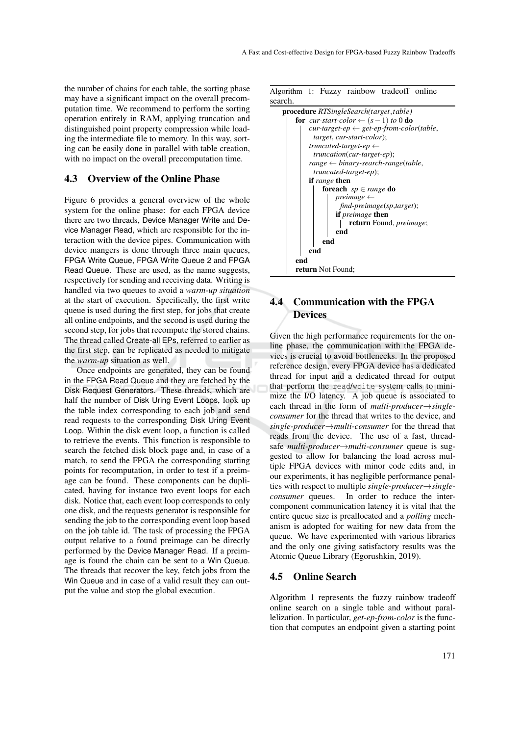the number of chains for each table, the sorting phase may have a significant impact on the overall precomputation time. We recommend to perform the sorting operation entirely in RAM, applying truncation and distinguished point property compression while loading the intermediate file to memory. In this way, sorting can be easily done in parallel with table creation, with no impact on the overall precomputation time.

### 4.3 Overview of the Online Phase

Figure 6 provides a general overview of the whole system for the online phase: for each FPGA device there are two threads, Device Manager Write and Device Manager Read, which are responsible for the interaction with the device pipes. Communication with device mangers is done through three main queues, FPGA Write Queue, FPGA Write Queue 2 and FPGA Read Queue. These are used, as the name suggests, respectively for sending and receiving data. Writing is handled via two queues to avoid a *warm-up situation* at the start of execution. Specifically, the first write queue is used during the first step, for jobs that create all online endpoints, and the second is used during the second step, for jobs that recompute the stored chains. The thread called Create-all EPs, referred to earlier as the first step, can be replicated as needed to mitigate the *warm-up* situation as well.

Once endpoints are generated, they can be found in the FPGA Read Queue and they are fetched by the Disk Request Generators. These threads, which are half the number of Disk Uring Event Loops, look up the table index corresponding to each job and send read requests to the corresponding Disk Uring Event Loop. Within the disk event loop, a function is called to retrieve the events. This function is responsible to search the fetched disk block page and, in case of a match, to send the FPGA the corresponding starting points for recomputation, in order to test if a preimage can be found. These components can be duplicated, having for instance two event loops for each disk. Notice that, each event loop corresponds to only one disk, and the requests generator is responsible for sending the job to the corresponding event loop based on the job table id. The task of processing the FPGA output relative to a found preimage can be directly performed by the Device Manager Read. If a preimage is found the chain can be sent to a Win Queue. The threads that recover the key, fetch jobs from the Win Queue and in case of a valid result they can output the value and stop the global execution.

Algorithm 1: Fuzzy rainbow tradeoff online search.

```
procedure RTSingleSearch(target, table)
    for cur-start-color ← (s − 1) to 0 do
        cur-target-ep ← get-ep-from-color(table,
          target, cur-start-color);
        truncated-target-ep ←
          truncation(cur-target-ep);
        range ← binary-search-range(table,
          truncated-target-ep);
        if range then
            foreach sp ∈ range do
                preimage ←
                  find-preimage(sp,target);
                if preimage then
                    return Found, preimage;
                end
            end
        end
    end
    return Not Found;
```

### 4.4 Communication with the FPGA Devices

Given the high performance requirements for the online phase, the communication with the FPGA devices is crucial to avoid bottlenecks. In the proposed reference design, every FPGA device has a dedicated thread for input and a dedicated thread for output that perform the `read`/`write` system calls to minimize the I/O latency. A job queue is associated to each thread in the form of *multi-producer→single-consumer* for the thread that writes to the device, and *single-producer→multi-consumer* for the thread that reads from the device. The use of a fast, thread-safe *multi-producer→multi-consumer* queue is suggested to allow for balancing the load across multiple FPGA devices with minor code edits and, in our experiments, it has negligible performance penalties with respect to multiple *single-producer→single-consumer* queues. In order to reduce the inter-component communication latency it is vital that the entire queue size is preallocated and a *polling* mechanism is adopted for waiting for new data from the queue. We have experimented with various libraries and the only one giving satisfactory results was the Atomic Queue Library (Egorushkin, 2019).

### 4.5 Online Search

Algorithm 1 represents the fuzzy rainbow tradeoff online search on a single table and without parallelization. In particular, *get-ep-from-color* is the function that computes an endpoint given a starting point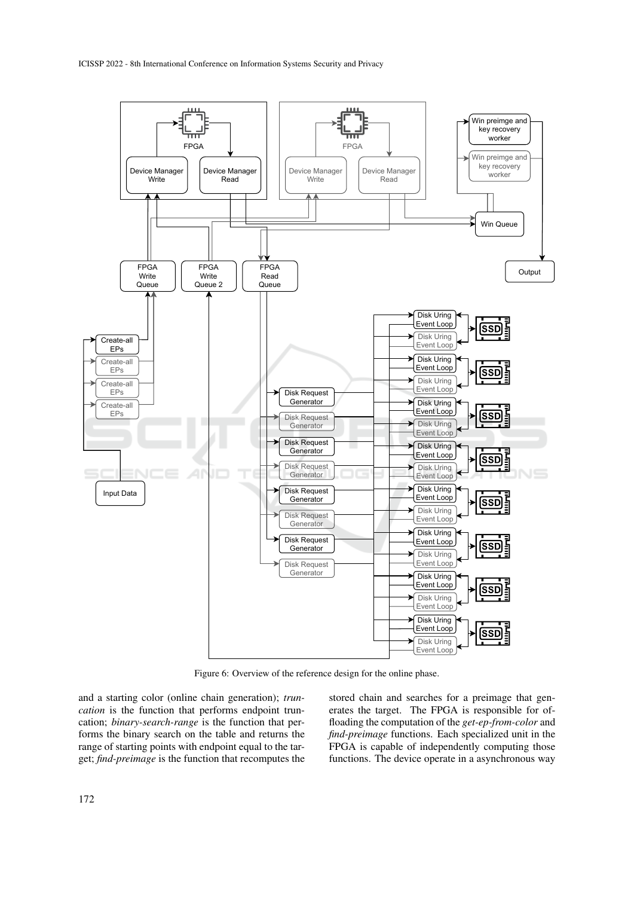Figure 6: Overview of the reference design for the online phase.

and a starting color (online chain generation); *truncation* is the function that performs endpoint truncation; *binary-search-range* is the function that performs the binary search on the table and returns the range of starting points with endpoint equal to the target; *find-preimage* is the function that recomputes the stored chain and searches for a preimage that generates the target. The FPGA is responsible for offloading the computation of the *get-ep-from-color* and *find-preimage* functions. Each specialized unit in the FPGA is capable of independently computing those functions. The device operate in a asynchronous way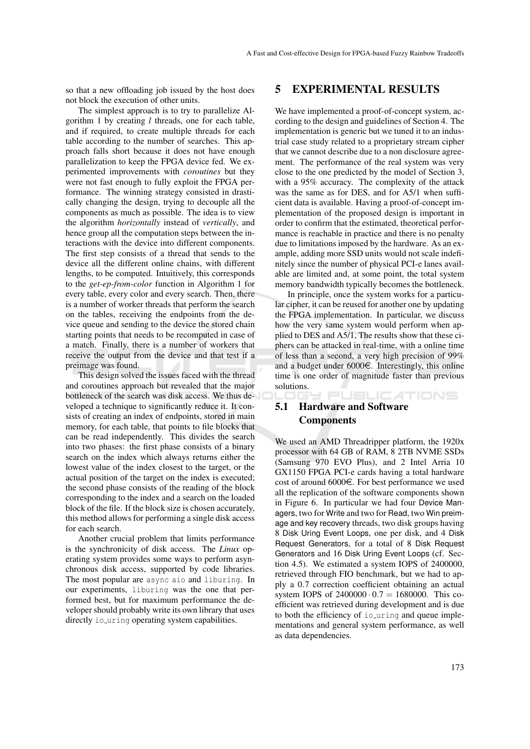so that a new offloading job issued by the host does not block the execution of other units.

The simplest approach is to try to parallelize Algorithm 1 by creating $l$ threads, one for each table, and if required, to create multiple threads for each table according to the number of searches. This approach falls short because it does not have enough parallelization to keep the FPGA device fed. We experimented improvements with *coroutines* but they were not fast enough to fully exploit the FPGA performance. The winning strategy consisted in drastically changing the design, trying to decouple all the components as much as possible. The idea is to view the algorithm *horizontally* instead of *vertically*, and hence group all the computation steps between the interactions with the device into different components. The first step consists of a thread that sends to the device all the different online chains, with different lengths, to be computed. Intuitively, this corresponds to the *get-ep-from-color* function in Algorithm 1 for every table, every color and every search. Then, there is a number of worker threads that perform the search on the tables, receiving the endpoints from the device queue and sending to the device the stored chain starting points that needs to be recomputed in case of a match. Finally, there is a number of workers that receive the output from the device and that test if a preimage was found.

This design solved the issues faced with the thread and coroutines approach but revealed that the major bottleneck of the search was disk access. We thus developed a technique to significantly reduce it. It consists of creating an index of endpoints, stored in main memory, for each table, that points to file blocks that can be read independently. This divides the search into two phases: the first phase consists of a binary search on the index which always returns either the lowest value of the index closest to the target, or the actual position of the target on the index is executed; the second phase consists of the reading of the block corresponding to the index and a search on the loaded block of the file. If the block size is chosen accurately, this method allows for performing a single disk access for each search.

Another crucial problem that limits performance is the synchronicity of disk access. The *Linux* operating system provides some ways to perform asynchronous disk access, supported by code libraries. The most popular are `async aio` and `liburing`. In our experiments, `liburing` was the one that performed best, but for maximum performance the developer should probably write its own library that uses directly `io_uring` operating system capabilities.

## 5 EXPERIMENTAL RESULTS

We have implemented a proof-of-concept system, according to the design and guidelines of Section 4. The implementation is generic but we tuned it to an industrial case study related to a proprietary stream cipher that we cannot describe due to a non disclosure agreement. The performance of the real system was very close to the one predicted by the model of Section 3, with a 95% accuracy. The complexity of the attack was the same as for DES, and for A5/1 when sufficient data is available. Having a proof-of-concept implementation of the proposed design is important in order to confirm that the estimated, theoretical performance is reachable in practice and there is no penalty due to limitations imposed by the hardware. As an example, adding more SSD units would not scale indefinitely since the number of physical PCI-e lanes available are limited and, at some point, the total system memory bandwidth typically becomes the bottleneck.

In principle, once the system works for a particular cipher, it can be reused for another one by updating the FPGA implementation. In particular, we discuss how the very same system would perform when applied to DES and A5/1, The results show that these ciphers can be attacked in real-time, with a online time of less than a second, a very high precision of 99% and a budget under 6000€. Interestingly, this online time is one order of magnitude faster than previous solutions.

### 5.1 Hardware and Software Components

We used an AMD Threadripper platform, the 1920x processor with 64 GB of RAM, 8 2TB NVME SSDs (Samsung 970 EVO Plus), and 2 Intel Arria 10 GX1150 FPGA PCI-e cards having a total hardware cost of around 6000€. For best performance we used all the replication of the software components shown in Figure 6. In particular we had four Device Managers, two for Write and two for Read, two Win preimage and key recovery threads, two disk groups having 8 Disk Uring Event Loops, one per disk, and 4 Disk Request Generators, for a total of 8 Disk Request Generators and 16 Disk Uring Event Loops (cf. Section 4.5). We estimated a system IOPS of 2400000, retrieved through FIO benchmark, but we had to apply a 0.7 correction coefficient obtaining an actual system IOPS of $2400000 \cdot 0.7 = 1680000$. This coefficient was retrieved during development and is due to both the efficiency of `io_uring` and queue implementations and general system performance, as well as data dependencies.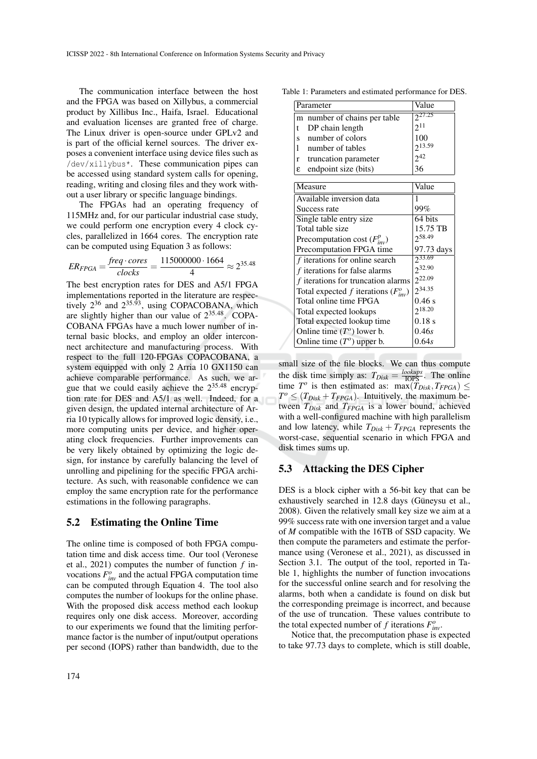The communication interface between the host and the FPGA was based on Xillybus, a commercial product by Xillibus Inc., Haifa, Israel. Educational and evaluation licenses are granted free of charge. The Linux driver is open-source under GPLv2 and is part of the official kernel sources. The driver exposes a convenient interface using device files such as `/dev/xillybus*`. These communication pipes can be accessed using standard system calls for opening, reading, writing and closing files and they work without a user library or specific language bindings.

The FPGAs had an operating frequency of 115MHz and, for our particular industrial case study, we could perform one encryption every 4 clock cycles, parallelized in 1664 cores. The encryption rate can be computed using Equation 3 as follows:

$$ER_{FPGA} = \frac{freq \cdot cores}{clocks} = \frac{115000000 \cdot 1664}{4} \approx 2^{35.48}$$

The best encryption rates for DES and A5/1 FPGA implementations reported in the literature are respectively $2^{36}$ and $2^{35.93}$, using COPACOBANA, which are slightly higher than our value of $2^{35.48}$. COPACOBANA FPGAs have a much lower number of internal basic blocks, and employ an older interconnect architecture and manufacturing process. With respect to the full 120-FPGAs COPACOBANA, a system equipped with only 2 Arria 10 GX1150 can achieve comparable performance. As such, we argue that we could easily achieve the $2^{35.48}$ encryption rate for DES and A5/1 as well. Indeed, for a given design, the updated internal architecture of Arria 10 typically allows for improved logic density, i.e., more computing units per device, and higher operating clock frequencies. Further improvements can be very likely obtained by optimizing the logic design, for instance by carefully balancing the level of unrolling and pipelining for the specific FPGA architecture. As such, with reasonable confidence we can employ the same encryption rate for the performance estimations in the following paragraphs.

## 5.2 Estimating the Online Time

The online time is composed of both FPGA computation time and disk access time. Our tool (Veronese et al., 2021) computes the number of function $f$ invocations $F^o_{inv}$ and the actual FPGA computation time can be computed through Equation 4. The tool also computes the number of lookups for the online phase. With the proposed disk access method each lookup requires only one disk access. Moreover, according to our experiments we found that the limiting performance factor is the number of input/output operations per second (IOPS) rather than bandwidth, due to the small size of the file blocks. We can thus compute the disk time simply as: $T_{Disk} = \frac{lookups}{\text{IOPS}}$. The online time $T^o$ is then estimated as: $\max(T_{Disk}, T_{FPGA}) \leq T^o \leq (T_{Disk} + T_{FPGA})$. Intuitively, the maximum between $T_{Disk}$ and $T_{FPGA}$ is a lower bound, achieved with a well-configured machine with high parallelism and low latency, while $T_{Disk} + T_{FPGA}$ represents the worst-case, sequential scenario in which FPGA and disk times sums up.

Table 1: Parameters and estimated performance for DES.

| Parameter | Value |
|---|---|
| m number of chains per table | $2^{27.25}$ |
| t DP chain length | $2^{11}$ |
| s number of colors | 100 |
| l number of tables | $2^{13.59}$ |
| r truncation parameter | $2^{42}$ |
| ε endpoint size (bits) | 36 |

| Measure | Value |
|---|---|
| Available inversion data | 1 |
| Success rate | 99% |
| Single table entry size | 64 bits |
| Total table size | 15.75 TB |
| Precomputation cost ($F^p_{inv}$) | $2^{58.49}$ |
| Precomputation FPGA time | 97.73 days |
| $f$ iterations for online search | $2^{33.69}$ |
| $f$ iterations for false alarms | $2^{32.90}$ |
| $f$ iterations for truncation alarms | $2^{22.09}$ |
| Total expected $f$ iterations ($F^o_{inv}$) | $2^{34.35}$ |
| Total online time FPGA | 0.46 s |
| Total expected lookups | $2^{18.20}$ |
| Total expected lookup time | 0.18 s |
| Online time ($T^o$) lower b. | $0.46s$ |
| Online time ($T^o$) upper b. | $0.64s$ |

## 5.3 Attacking the DES Cipher

DES is a block cipher with a 56-bit key that can be exhaustively searched in 12.8 days (Güneysu et al., 2008). Given the relatively small key size we aim at a 99% success rate with one inversion target and a value of $M$ compatible with the 16TB of SSD capacity. We then compute the parameters and estimate the performance using (Veronese et al., 2021), as discussed in Section 3.1. The output of the tool, reported in Table 1, highlights the number of function invocations for the successful online search and for resolving the alarms, both when a candidate is found on disk but the corresponding preimage is incorrect, and because of the use of truncation. These values contribute to the total expected number of $f$ iterations $F^o_{inv}$.

Notice that, the precomputation phase is expected to take 97.73 days to complete, which is still doable,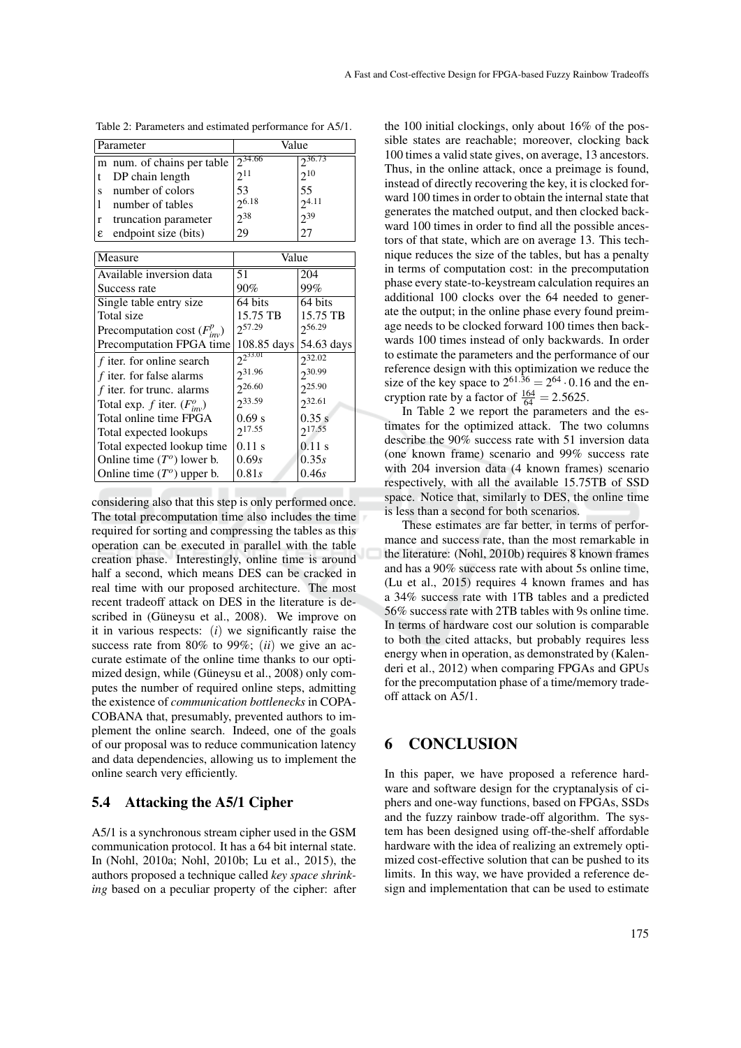Table 2: Parameters and estimated performance for A5/1.

| Parameter | | Value | |
|---|---|---|---|
| m | num. of chains per table | $2^{34.66}$ | $2^{36.73}$ |
| t | DP chain length | $2^{11}$ | $2^{10}$ |
| s | number of colors | 53 | 55 |
| l | number of tables | $2^{6.18}$ | $2^{4.11}$ |
| r | truncation parameter | $2^{38}$ | $2^{39}$ |
| ε | endpoint size (bits) | 29 | 27 |

| Measure | Value | |
|---|---|---|
| Available inversion data | 51 | 204 |
| Success rate | 90% | 99% |
| Single table entry size | 64 bits | 64 bits |
| Total size | 15.75 TB | 15.75 TB |
| Precomputation cost ($F^p_{inv}$) | $2^{57.29}$ | $2^{56.29}$ |
| Precomputation FPGA time | 108.85 days | 54.63 days |
| $f$ iter. for online search | $2^{33.01}$ | $2^{32.02}$ |
| $f$ iter. for false alarms | $2^{31.96}$ | $2^{30.99}$ |
| $f$ iter. for trunc. alarms | $2^{26.60}$ | $2^{25.90}$ |
| Total exp. $f$ iter. ($F^o_{inv}$) | $2^{33.59}$ | $2^{32.61}$ |
| Total online time FPGA | 0.69 s | 0.35 s |
| Total expected lookups | $2^{17.55}$ | $2^{17.55}$ |
| Total expected lookup time | 0.11 s | 0.11 s |
| Online time ($T^o$) lower b. | $0.69s$ | $0.35s$ |
| Online time ($T^o$) upper b. | $0.81s$ | $0.46s$ |

considering also that this step is only performed once. The total precomputation time also includes the time required for sorting and compressing the tables as this operation can be executed in parallel with the table creation phase. Interestingly, online time is around half a second, which means DES can be cracked in real time with our proposed architecture. The most recent tradeoff attack on DES in the literature is described in (Güneysu et al., 2008). We improve on it in various respects: ($i$) we significantly raise the success rate from 80% to 99%; ($ii$) we give an accurate estimate of the online time thanks to our optimized design, while (Güneysu et al., 2008) only computes the number of required online steps, admitting the existence of *communication bottlenecks* in COPACOBANA that, presumably, prevented authors to implement the online search. Indeed, one of the goals of our proposal was to reduce communication latency and data dependencies, allowing us to implement the online search very efficiently.

## 5.4 Attacking the A5/1 Cipher

A5/1 is a synchronous stream cipher used in the GSM communication protocol. It has a 64 bit internal state. In (Nohl, 2010a; Nohl, 2010b; Lu et al., 2015), the authors proposed a technique called *key space shrinking* based on a peculiar property of the cipher: after the 100 initial clockings, only about 16% of the possible states are reachable; moreover, clocking back 100 times a valid state gives, on average, 13 ancestors. Thus, in the online attack, once a preimage is found, instead of directly recovering the key, it is clocked forward 100 times in order to obtain the internal state that generates the matched output, and then clocked backward 100 times in order to find all the possible ancestors of that state, which are on average 13. This technique reduces the size of the tables, but has a penalty in terms of computation cost: in the precomputation phase every state-to-keystream calculation requires an additional 100 clocks over the 64 needed to generate the output; in the online phase every found preimage needs to be clocked forward 100 times then backwards 100 times instead of only backwards. In order to estimate the parameters and the performance of our reference design with this optimization we reduce the size of the key space to $2^{61.36} = 2^{64} \cdot 0.16$ and the encryption rate by a factor of $\frac{164}{64} = 2.5625$.

In Table 2 we report the parameters and the estimates for the optimized attack. The two columns describe the 90% success rate with 51 inversion data (one known frame) scenario and 99% success rate with 204 inversion data (4 known frames) scenario respectively, with all the available 15.75TB of SSD space. Notice that, similarly to DES, the online time is less than a second for both scenarios.

These estimates are far better, in terms of performance and success rate, than the most remarkable in the literature: (Nohl, 2010b) requires 8 known frames and has a 90% success rate with about 5s online time, (Lu et al., 2015) requires 4 known frames and has a 34% success rate with 1TB tables and a predicted 56% success rate with 2TB tables with 9s online time. In terms of hardware cost our solution is comparable to both the cited attacks, but probably requires less energy when in operation, as demonstrated by (Kalenderi et al., 2012) when comparing FPGAs and GPUs for the precomputation phase of a time/memory tradeoff attack on A5/1.

# 6 CONCLUSION

In this paper, we have proposed a reference hardware and software design for the cryptanalysis of ciphers and one-way functions, based on FPGAs, SSDs and the fuzzy rainbow trade-off algorithm. The system has been designed using off-the-shelf affordable hardware with the idea of realizing an extremely optimized cost-effective solution that can be pushed to its limits. In this way, we have provided a reference design and implementation that can be used to estimate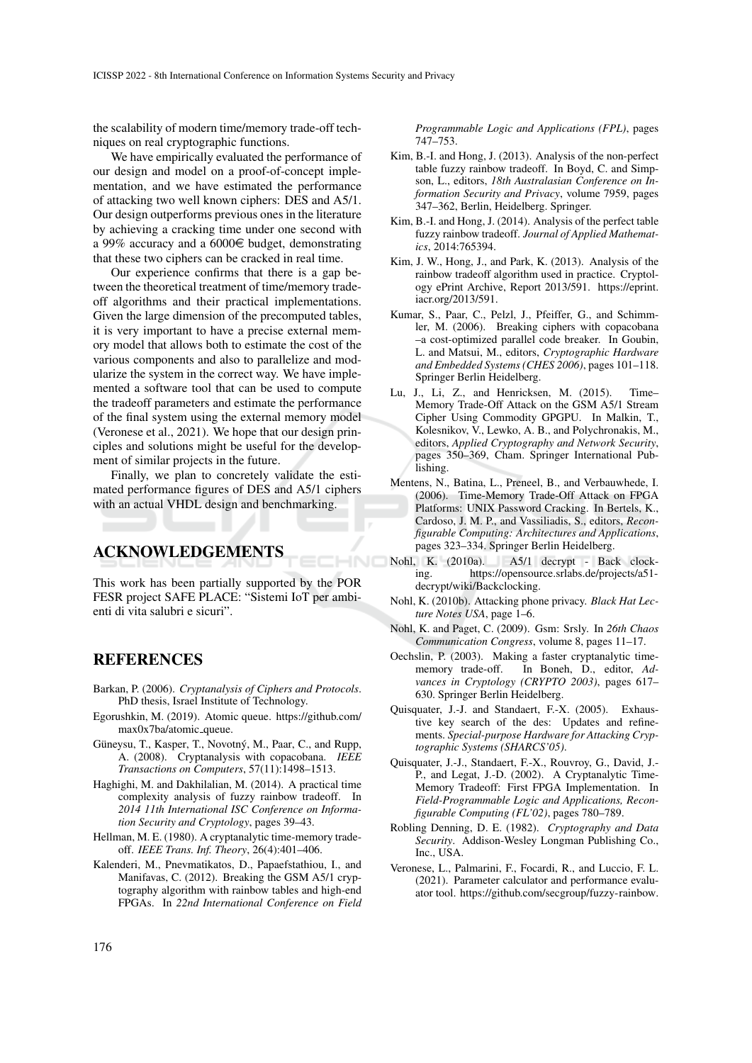the scalability of modern time/memory trade-off techniques on real cryptographic functions.

We have empirically evaluated the performance of our design and model on a proof-of-concept implementation, and we have estimated the performance of attacking two well known ciphers: DES and A5/1. Our design outperforms previous ones in the literature by achieving a cracking time under one second with a 99% accuracy and a 6000€ budget, demonstrating that these two ciphers can be cracked in real time.

Our experience confirms that there is a gap between the theoretical treatment of time/memory tradeoff algorithms and their practical implementations. Given the large dimension of the precomputed tables, it is very important to have a precise external memory model that allows both to estimate the cost of the various components and also to parallelize and modularize the system in the correct way. We have implemented a software tool that can be used to compute the tradeoff parameters and estimate the performance of the final system using the external memory model (Veronese et al., 2021). We hope that our design principles and solutions might be useful for the development of similar projects in the future.

Finally, we plan to concretely validate the estimated performance figures of DES and A5/1 ciphers with an actual VHDL design and benchmarking.

## ACKNOWLEDGEMENTS

This work has been partially supported by the POR FESR project SAFE PLACE: "Sistemi IoT per ambienti di vita salubri e sicuri".

## REFERENCES

Barkan, P. (2006). *Cryptanalysis of Ciphers and Protocols*. PhD thesis, Israel Institute of Technology.

Egorushkin, M. (2019). Atomic queue. https://github.com/max0x7ba/atomic_queue.

Güneysu, T., Kasper, T., Novotný, M., Paar, C., and Rupp, A. (2008). Cryptanalysis with copacobana. *IEEE Transactions on Computers*, 57(11):1498–1513.

Haghighi, M. and Dakhilalian, M. (2014). A practical time complexity analysis of fuzzy rainbow tradeoff. In *2014 11th International ISC Conference on Information Security and Cryptology*, pages 39–43.

Hellman, M. E. (1980). A cryptanalytic time-memory tradeoff. *IEEE Trans. Inf. Theory*, 26(4):401–406.

Kalenderi, M., Pnevmatikatos, D., Papaefstathiou, I., and Manifavas, C. (2012). Breaking the GSM A5/1 cryptography algorithm with rainbow tables and high-end FPGAs. In *22nd International Conference on Field Programmable Logic and Applications (FPL)*, pages 747–753.

Kim, B.-I. and Hong, J. (2013). Analysis of the non-perfect table fuzzy rainbow tradeoff. In Boyd, C. and Simpson, L., editors, *18th Australasian Conference on Information Security and Privacy*, volume 7959, pages 347–362, Berlin, Heidelberg. Springer.

Kim, B.-I. and Hong, J. (2014). Analysis of the perfect table fuzzy rainbow tradeoff. *Journal of Applied Mathematics*, 2014:765394.

Kim, J. W., Hong, J., and Park, K. (2013). Analysis of the rainbow tradeoff algorithm used in practice. Cryptology ePrint Archive, Report 2013/591. https://eprint.iacr.org/2013/591.

Kumar, S., Paar, C., Pelzl, J., Pfeiffer, G., and Schimmler, M. (2006). Breaking ciphers with copacobana –a cost-optimized parallel code breaker. In Goubin, L. and Matsui, M., editors, *Cryptographic Hardware and Embedded Systems (CHES 2006)*, pages 101–118. Springer Berlin Heidelberg.

Lu, J., Li, Z., and Henricksen, M. (2015). Time–Memory Trade-Off Attack on the GSM A5/1 Stream Cipher Using Commodity GPGPU. In Malkin, T., Kolesnikov, V., Lewko, A. B., and Polychronakis, M., editors, *Applied Cryptography and Network Security*, pages 350–369, Cham. Springer International Publishing.

Mentens, N., Batina, L., Preneel, B., and Verbauwhede, I. (2006). Time-Memory Trade-Off Attack on FPGA Platforms: UNIX Password Cracking. In Bertels, K., Cardoso, J. M. P., and Vassiliadis, S., editors, *Reconfigurable Computing: Architectures and Applications*, pages 323–334. Springer Berlin Heidelberg.

Nohl, K. (2010a). A5/1 decrypt - Back clocking. https://opensource.srlabs.de/projects/a51-decrypt/wiki/Backclocking.

Nohl, K. (2010b). Attacking phone privacy. *Black Hat Lecture Notes USA*, page 1–6.

Nohl, K. and Paget, C. (2009). Gsm: Srsly. In *26th Chaos Communication Congress*, volume 8, pages 11–17.

Oechslin, P. (2003). Making a faster cryptanalytic time-memory trade-off. In Boneh, D., editor, *Advances in Cryptology (CRYPTO 2003)*, pages 617–630. Springer Berlin Heidelberg.

Quisquater, J.-J. and Standaert, F.-X. (2005). Exhaustive key search of the des: Updates and refinements. *Special-purpose Hardware for Attacking Cryptographic Systems (SHARCS'05)*.

Quisquater, J.-J., Standaert, F.-X., Rouvroy, G., David, J.-P., and Legat, J.-D. (2002). A Cryptanalytic Time-Memory Tradeoff: First FPGA Implementation. In *Field-Programmable Logic and Applications, Reconfigurable Computing (FL'02)*, pages 780–789.

Robling Denning, D. E. (1982). *Cryptography and Data Security*. Addison-Wesley Longman Publishing Co., Inc., USA.

Veronese, L., Palmarini, F., Focardi, R., and Luccio, F. L. (2021). Parameter calculator and performance evaluator tool. https://github.com/secgroup/fuzzy-rainbow.